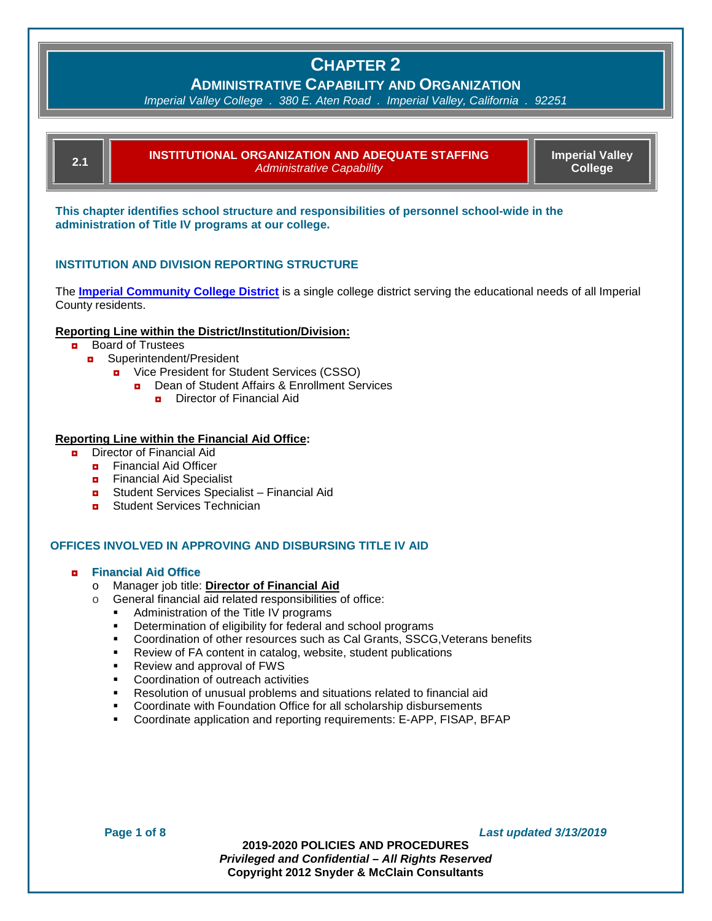# CHAPTER 2

## ADMINISTRATIVE CAPABILITY AND ORGANIZATION

*Imperial Valley College . 380 E. Aten Road . Imperial Valley, California . 92251*

| 2.1 | **INSTITUTIONAL ORGANIZATION AND ADEQUATE STAFFING** *Administrative Capability* | **Imperial Valley College** |
|---|---|---|

**This chapter identifies school structure and responsibilities of personnel school-wide in the administration of Title IV programs at our college.**

### INSTITUTION AND DIVISION REPORTING STRUCTURE

The **Imperial Community College District** is a single college district serving the educational needs of all Imperial County residents.

**Reporting Line within the District/Institution/Division:**

- Board of Trustees
  - Superintendent/President
    - Vice President for Student Services (CSSO)
      - Dean of Student Affairs & Enrollment Services
        - Director of Financial Aid

**Reporting Line within the Financial Aid Office:**

- Director of Financial Aid
  - Financial Aid Officer
  - Financial Aid Specialist
  - Student Services Specialist – Financial Aid
  - Student Services Technician

### OFFICES INVOLVED IN APPROVING AND DISBURSING TITLE IV AID

- **Financial Aid Office**
  - Manager job title: **Director of Financial Aid**
  - General financial aid related responsibilities of office:
    - Administration of the Title IV programs
    - Determination of eligibility for federal and school programs
    - Coordination of other resources such as Cal Grants, SSCG,Veterans benefits
    - Review of FA content in catalog, website, student publications
    - Review and approval of FWS
    - Coordination of outreach activities
    - Resolution of unusual problems and situations related to financial aid
    - Coordinate with Foundation Office for all scholarship disbursements
    - Coordinate application and reporting requirements: E-APP, FISAP, BFAP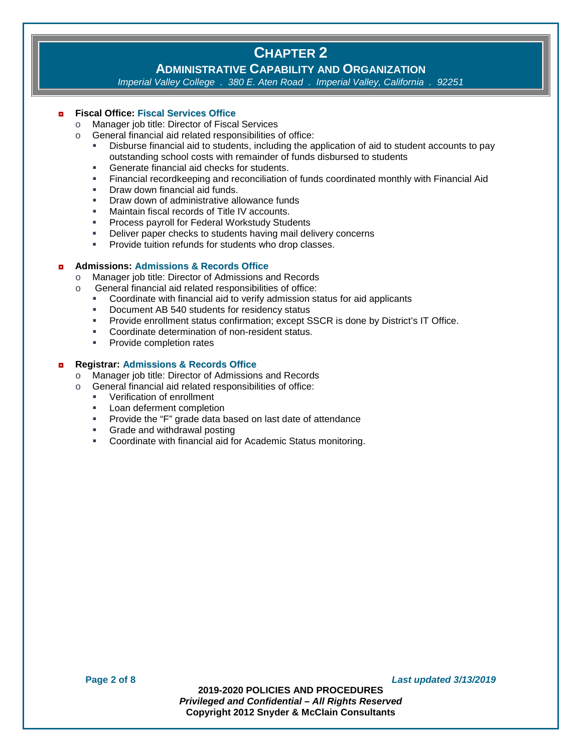# CHAPTER 2

## ADMINISTRATIVE CAPABILITY AND ORGANIZATION

*Imperial Valley College . 380 E. Aten Road . Imperial Valley, California . 92251*

- **Fiscal Office: Fiscal Services Office**
  - Manager job title: Director of Fiscal Services
  - General financial aid related responsibilities of office:
    - Disburse financial aid to students, including the application of aid to student accounts to pay outstanding school costs with remainder of funds disbursed to students
    - Generate financial aid checks for students.
    - Financial recordkeeping and reconciliation of funds coordinated monthly with Financial Aid
    - Draw down financial aid funds.
    - Draw down of administrative allowance funds
    - Maintain fiscal records of Title IV accounts.
    - Process payroll for Federal Workstudy Students
    - Deliver paper checks to students having mail delivery concerns
    - Provide tuition refunds for students who drop classes.

- **Admissions: Admissions & Records Office**
  - Manager job title: Director of Admissions and Records
  - General financial aid related responsibilities of office:
    - Coordinate with financial aid to verify admission status for aid applicants
    - Document AB 540 students for residency status
    - Provide enrollment status confirmation; except SSCR is done by District's IT Office.
    - Coordinate determination of non-resident status.
    - Provide completion rates

- **Registrar: Admissions & Records Office**
  - Manager job title: Director of Admissions and Records
  - General financial aid related responsibilities of office:
    - Verification of enrollment
    - Loan deferment completion
    - Provide the "F" grade data based on last date of attendance
    - Grade and withdrawal posting
    - Coordinate with financial aid for Academic Status monitoring.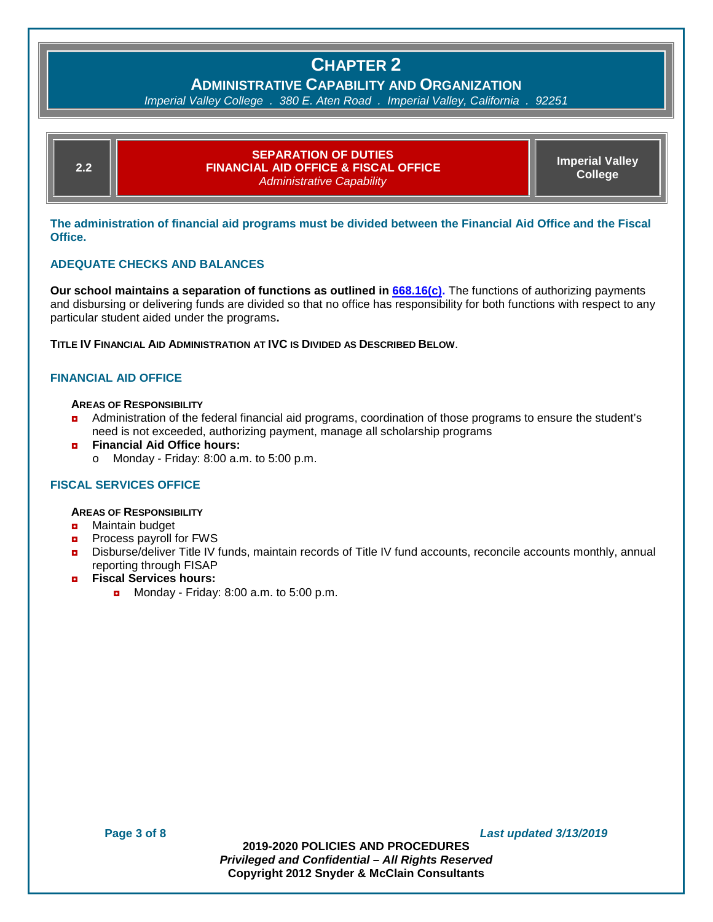# Chapter 2

## Administrative Capability and Organization

*Imperial Valley College . 380 E. Aten Road . Imperial Valley, California . 92251*

| 2.2 | **SEPARATION OF DUTIES**<br>**FINANCIAL AID OFFICE & FISCAL OFFICE**<br>*Administrative Capability* | **Imperial Valley College** |
|---|---|---|

**The administration of financial aid programs must be divided between the Financial Aid Office and the Fiscal Office.**

### ADEQUATE CHECKS AND BALANCES

**Our school maintains a separation of functions as outlined in 668.16(c).** The functions of authorizing payments and disbursing or delivering funds are divided so that no office has responsibility for both functions with respect to any particular student aided under the programs**.**

**Title IV Financial Aid Administration at IVC is Divided as Described Below**.

### FINANCIAL AID OFFICE

**Areas of Responsibility**

- Administration of the federal financial aid programs, coordination of those programs to ensure the student's need is not exceeded, authorizing payment, manage all scholarship programs
- **Financial Aid Office hours:**
  - Monday - Friday: 8:00 a.m. to 5:00 p.m.

### FISCAL SERVICES OFFICE

**Areas of Responsibility**

- Maintain budget
- Process payroll for FWS
- Disburse/deliver Title IV funds, maintain records of Title IV fund accounts, reconcile accounts monthly, annual reporting through FISAP
- **Fiscal Services hours:**
  - Monday - Friday: 8:00 a.m. to 5:00 p.m.

*Last updated 3/13/2019*

**2019-2020 POLICIES AND PROCEDURES**
***Privileged and Confidential – All Rights Reserved***
**Copyright 2012 Snyder & McClain Consultants**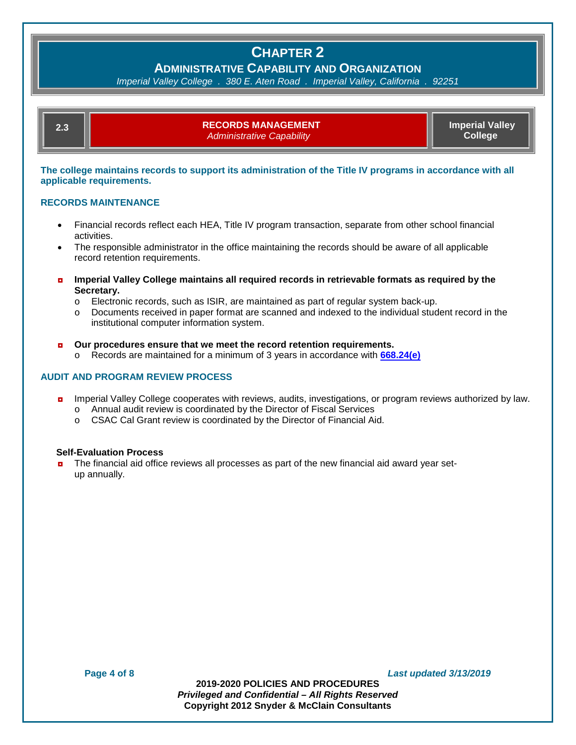# CHAPTER 2

## ADMINISTRATIVE CAPABILITY AND ORGANIZATION

*Imperial Valley College . 380 E. Aten Road . Imperial Valley, California . 92251*

| 2.3 | **RECORDS MANAGEMENT** *Administrative Capability* | **Imperial Valley College** |
|---|---|---|

**The college maintains records to support its administration of the Title IV programs in accordance with all applicable requirements.**

### RECORDS MAINTENANCE

- Financial records reflect each HEA, Title IV program transaction, separate from other school financial activities.
- The responsible administrator in the office maintaining the records should be aware of all applicable record retention requirements.

- **Imperial Valley College maintains all required records in retrievable formats as required by the Secretary.**
  - Electronic records, such as ISIR, are maintained as part of regular system back-up.
  - Documents received in paper format are scanned and indexed to the individual student record in the institutional computer information system.

- **Our procedures ensure that we meet the record retention requirements.**
  - Records are maintained for a minimum of 3 years in accordance with **668.24(e)**

### AUDIT AND PROGRAM REVIEW PROCESS

- Imperial Valley College cooperates with reviews, audits, investigations, or program reviews authorized by law.
  - Annual audit review is coordinated by the Director of Fiscal Services
  - CSAC Cal Grant review is coordinated by the Director of Financial Aid.

**Self-Evaluation Process**

- The financial aid office reviews all processes as part of the new financial aid award year set-up annually.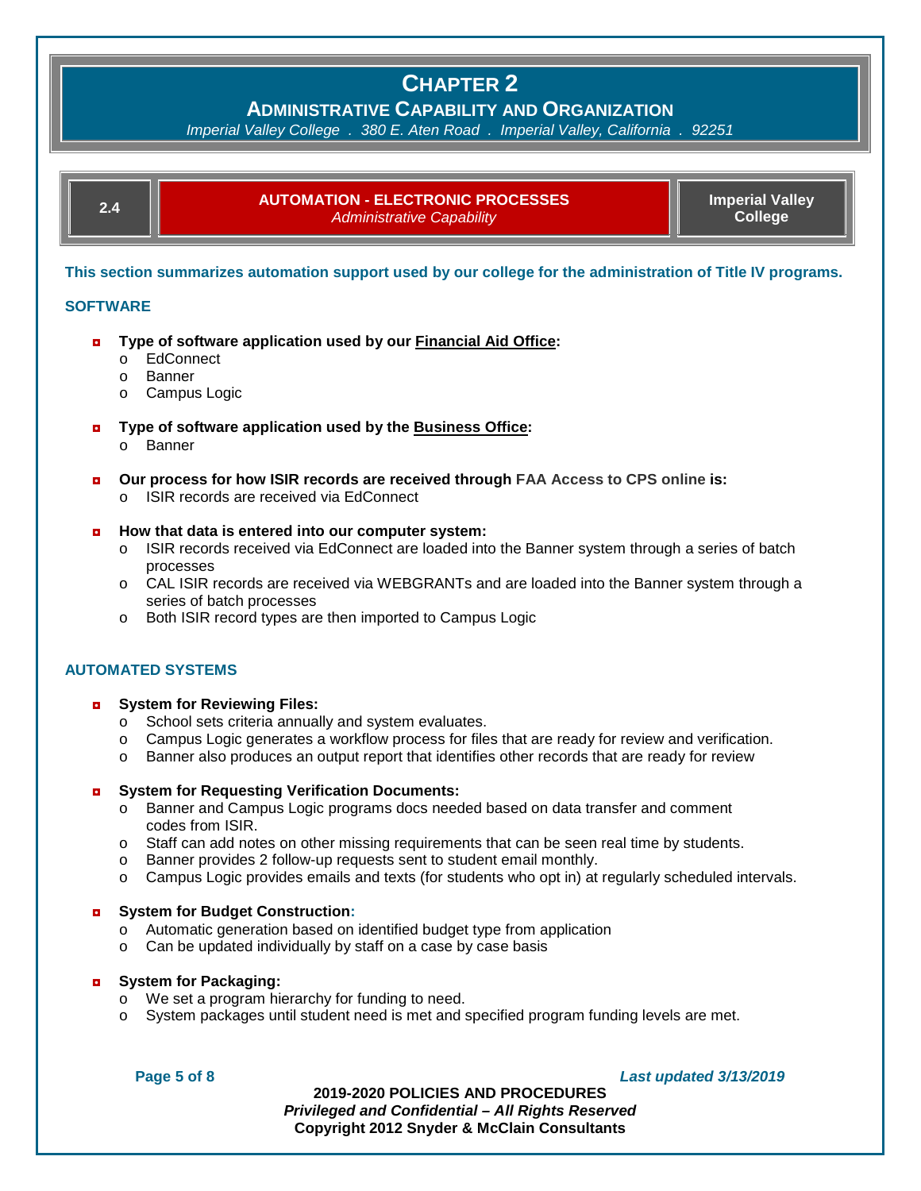# Chapter 2

## Administrative Capability and Organization

*Imperial Valley College . 380 E. Aten Road . Imperial Valley, California . 92251*

| 2.4 | **AUTOMATION - ELECTRONIC PROCESSES** *Administrative Capability* | **Imperial Valley College** |
|---|---|---|

**This section summarizes automation support used by our college for the administration of Title IV programs.**

### SOFTWARE

- **Type of software application used by our Financial Aid Office:**
  - EdConnect
  - Banner
  - Campus Logic

- **Type of software application used by the Business Office:**
  - Banner

- **Our process for how ISIR records are received through FAA Access to CPS online is:**
  - ISIR records are received via EdConnect

- **How that data is entered into our computer system:**
  - ISIR records received via EdConnect are loaded into the Banner system through a series of batch processes
  - CAL ISIR records are received via WEBGRANTs and are loaded into the Banner system through a series of batch processes
  - Both ISIR record types are then imported to Campus Logic

### AUTOMATED SYSTEMS

- **System for Reviewing Files:**
  - School sets criteria annually and system evaluates.
  - Campus Logic generates a workflow process for files that are ready for review and verification.
  - Banner also produces an output report that identifies other records that are ready for review

- **System for Requesting Verification Documents:**
  - Banner and Campus Logic programs docs needed based on data transfer and comment codes from ISIR.
  - Staff can add notes on other missing requirements that can be seen real time by students.
  - Banner provides 2 follow-up requests sent to student email monthly.
  - Campus Logic provides emails and texts (for students who opt in) at regularly scheduled intervals.

- **System for Budget Construction:**
  - Automatic generation based on identified budget type from application
  - Can be updated individually by staff on a case by case basis

- **System for Packaging:**
  - We set a program hierarchy for funding to need.
  - System packages until student need is met and specified program funding levels are met.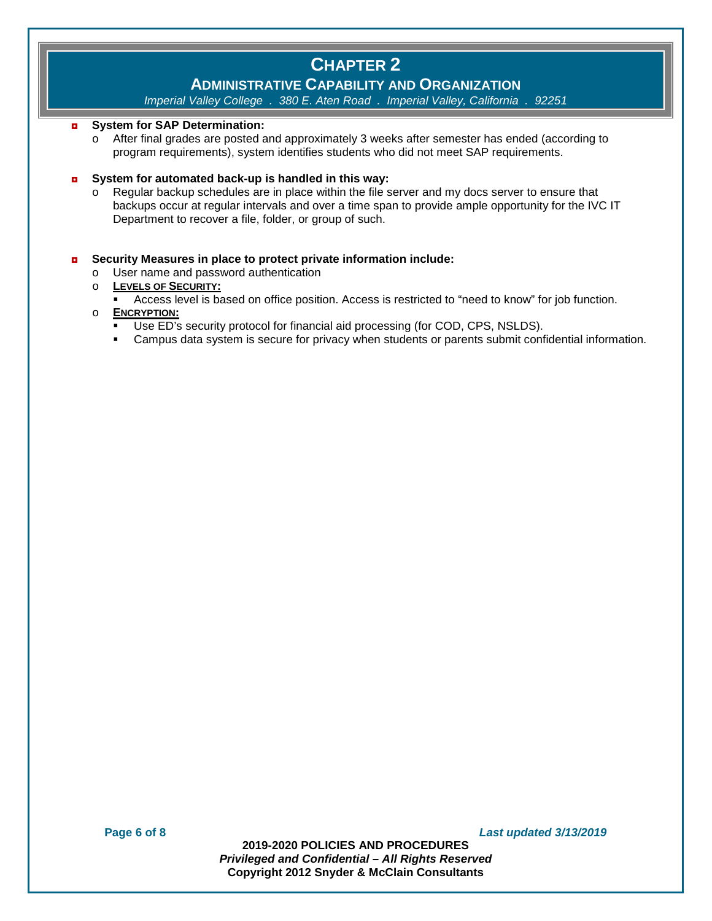- **System for SAP Determination:**
  - After final grades are posted and approximately 3 weeks after semester has ended (according to program requirements), system identifies students who did not meet SAP requirements.

- **System for automated back-up is handled in this way:**
  - Regular backup schedules are in place within the file server and my docs server to ensure that backups occur at regular intervals and over a time span to provide ample opportunity for the IVC IT Department to recover a file, folder, or group of such.

- **Security Measures in place to protect private information include:**
  - User name and password authentication
  - **<u>LEVELS OF SECURITY:</u>**
    - Access level is based on office position. Access is restricted to "need to know" for job function.
  - **<u>ENCRYPTION:</u>**
    - Use ED's security protocol for financial aid processing (for COD, CPS, NSLDS).
    - Campus data system is secure for privacy when students or parents submit confidential information.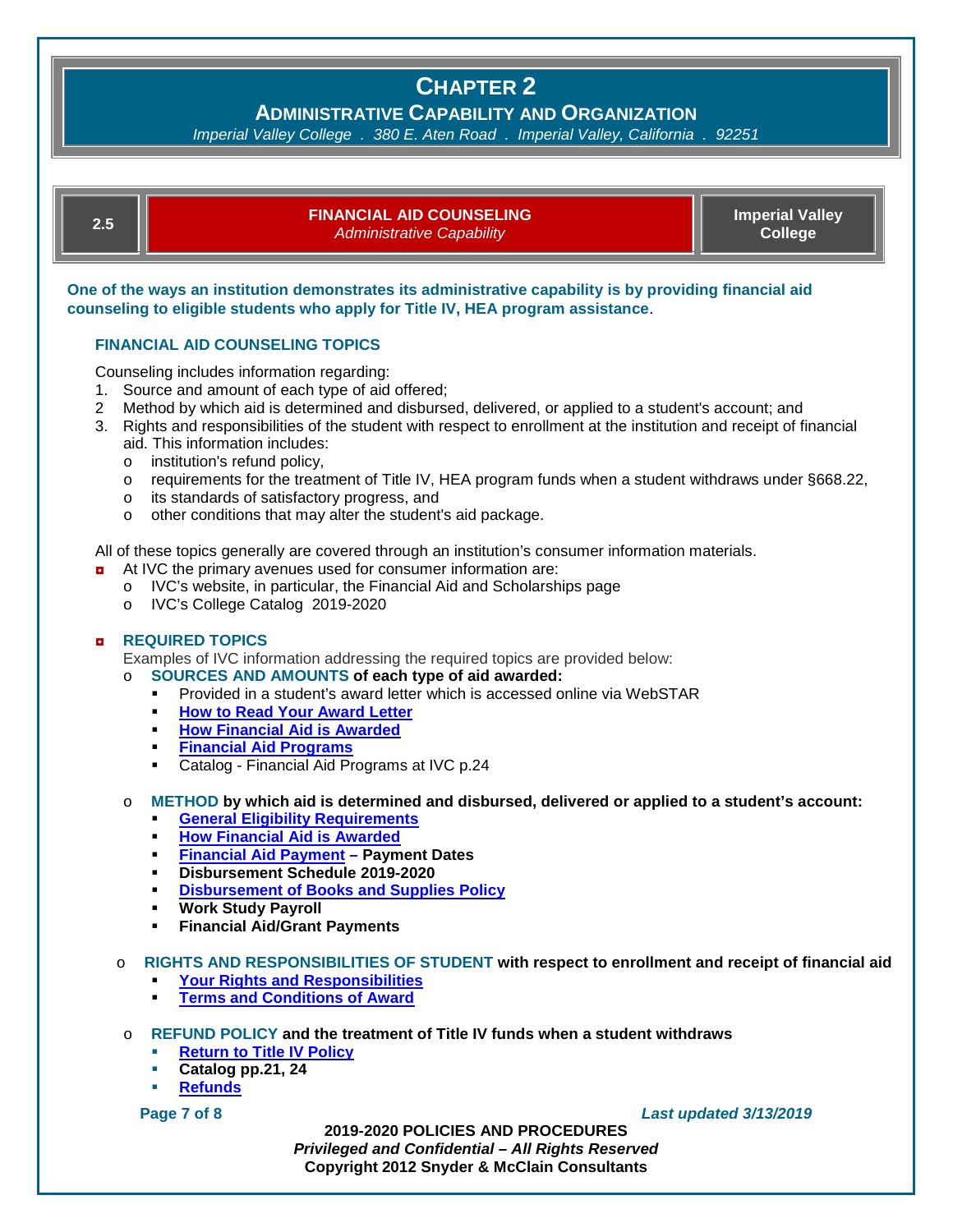# CHAPTER 2

## ADMINISTRATIVE CAPABILITY AND ORGANIZATION

*Imperial Valley College . 380 E. Aten Road . Imperial Valley, California . 92251*

| 2.5 | **FINANCIAL AID COUNSELING** *Administrative Capability* | **Imperial Valley College** |
|---|---|---|

**One of the ways an institution demonstrates its administrative capability is by providing financial aid counseling to eligible students who apply for Title IV, HEA program assistance**.

### FINANCIAL AID COUNSELING TOPICS

Counseling includes information regarding:

1. Source and amount of each type of aid offered;
2. Method by which aid is determined and disbursed, delivered, or applied to a student's account; and
3. Rights and responsibilities of the student with respect to enrollment at the institution and receipt of financial aid. This information includes:
   - institution's refund policy,
   - requirements for the treatment of Title IV, HEA program funds when a student withdraws under §668.22,
   - its standards of satisfactory progress, and
   - other conditions that may alter the student's aid package.

All of these topics generally are covered through an institution's consumer information materials.

- At IVC the primary avenues used for consumer information are:
  - IVC's website, in particular, the Financial Aid and Scholarships page
  - IVC's College Catalog 2019-2020

- **REQUIRED TOPICS**

  Examples of IVC information addressing the required topics are provided below:
  - **SOURCES AND AMOUNTS of each type of aid awarded:**
    - Provided in a student's award letter which is accessed online via WebSTAR
    - **How to Read Your Award Letter**
    - **How Financial Aid is Awarded**
    - **Financial Aid Programs**
    - Catalog - Financial Aid Programs at IVC p.24
  - **METHOD by which aid is determined and disbursed, delivered or applied to a student's account:**
    - **General Eligibility Requirements**
    - **How Financial Aid is Awarded**
    - **Financial Aid Payment – Payment Dates**
    - **Disbursement Schedule 2019-2020**
    - **Disbursement of Books and Supplies Policy**
    - **Work Study Payroll**
    - **Financial Aid/Grant Payments**
  - **RIGHTS AND RESPONSIBILITIES OF STUDENT with respect to enrollment and receipt of financial aid**
    - **Your Rights and Responsibilities**
    - **Terms and Conditions of Award**
  - **REFUND POLICY and the treatment of Title IV funds when a student withdraws**
    - **Return to Title IV Policy**
    - **Catalog pp.21, 24**
    - **Refunds**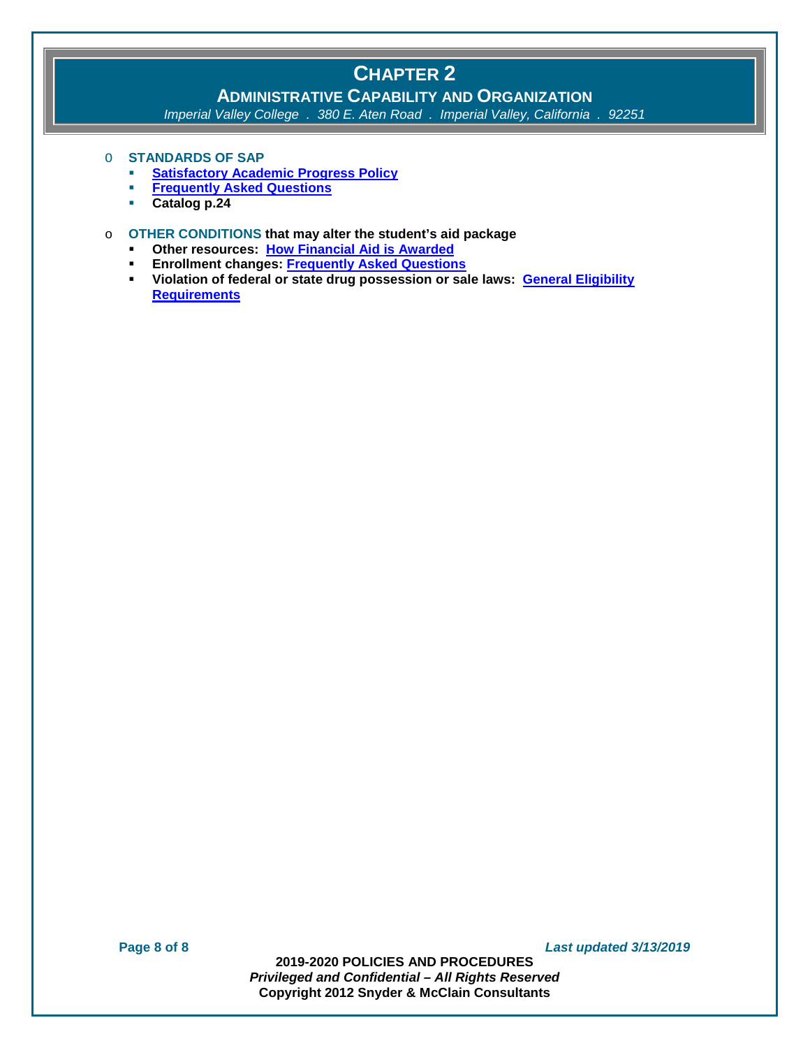- **STANDARDS OF SAP**
  - **Satisfactory Academic Progress Policy**
  - **Frequently Asked Questions**
  - **Catalog p.24**

- **OTHER CONDITIONS that may alter the student's aid package**
  - **Other resources: How Financial Aid is Awarded**
  - **Enrollment changes: Frequently Asked Questions**
  - **Violation of federal or state drug possession or sale laws: General Eligibility Requirements**